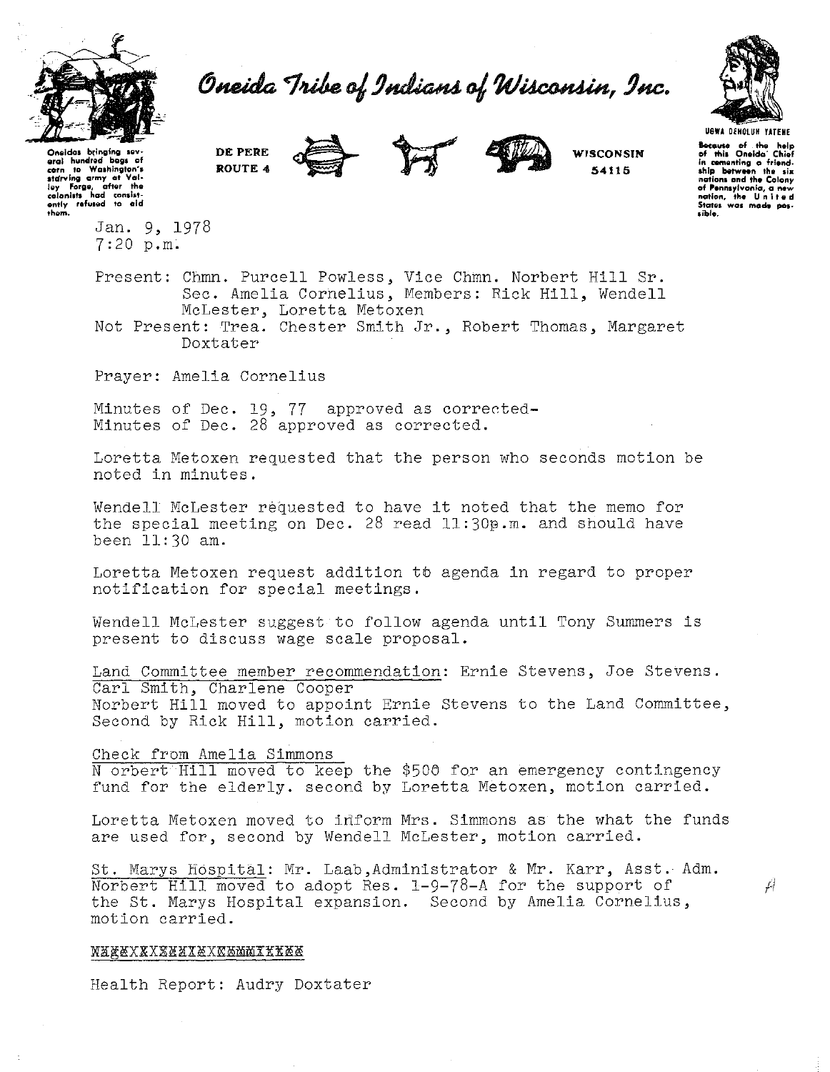# Oneida Tribe of Indians of Wisconsin, Inc.

Oneidas bringing several hundred bags of corn to Washington's starving army at Valley Forge, after the colonists had consistently refused to aid them.

DE PERE
ROUTE 4

WISCONSIN
54115

UGWA DEHOLUH YATEHE

Because of the help of this Oneida Chief in cementing a friendship between the six nations and the Colony of Pennsylvania, a new nation, the United States was made possible.

Jan. 9, 1978
7:20 p.m.

Present: Chmn. Purcell Powless, Vice Chmn. Norbert Hill Sr. Sec. Amelia Cornelius, Members: Rick Hill, Wendell McLester, Loretta Metoxen
Not Present: Trea. Chester Smith Jr., Robert Thomas, Margaret Doxtater

Prayer: Amelia Cornelius

Minutes of Dec. 19, 77 approved as corrected-
Minutes of Dec. 28 approved as corrected.

Loretta Metoxen requested that the person who seconds motion be noted in minutes.

Wendell McLester requested to have it noted that the memo for the special meeting on Dec. 28 read 11:30p.m. and should have been 11:30 am.

Loretta Metoxen request addition to agenda in regard to proper notification for special meetings.

Wendell McLester suggest to follow agenda until Tony Summers is present to discuss wage scale proposal.

Land Committee member recommendation: Ernie Stevens, Joe Stevens. Carl Smith, Charlene Cooper
Norbert Hill moved to appoint Ernie Stevens to the Land Committee, Second by Rick Hill, motion carried.

Check from Amelia Simmons
N orbert Hill moved to keep the $500 for an emergency contingency fund for the elderly. second by Loretta Metoxen, motion carried.

Loretta Metoxen moved to inform Mrs. Simmons as the what the funds are used for, second by Wendell McLester, motion carried.

St. Marys Hospital: Mr. Laab,Administrator & Mr. Karr, Asst. Adm. Norbert Hill moved to adopt Res. 1-9-78-A for the support of the St. Marys Hospital expansion. Second by Amelia Cornelius, motion carried.

XXXXXXXXXXXXXXXXXXXXX

Health Report: Audry Doxtater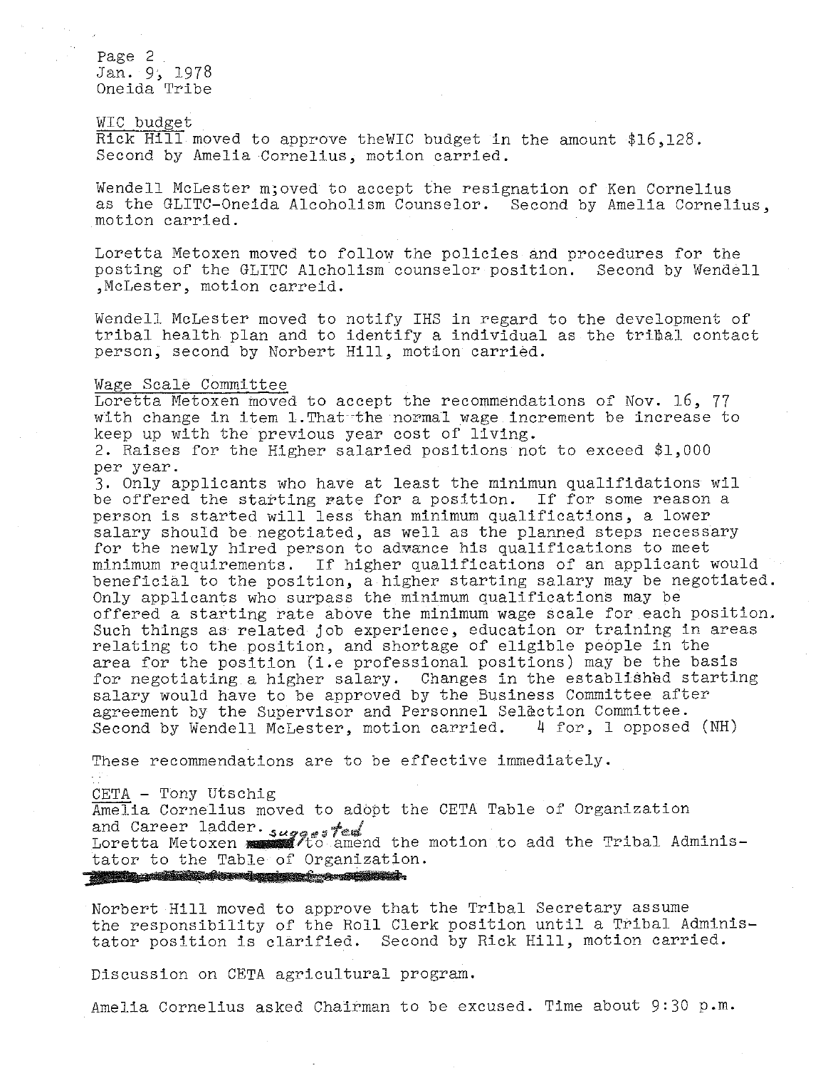Page 2
Jan. 9, 1978
Oneida Tribe

WIC budget
Rick Hill moved to approve theWIC budget in the amount $16,128. Second by Amelia Cornelius, motion carried.

Wendell McLester m;oved to accept the resignation of Ken Cornelius as the GLITC-Oneida Alcoholism Counselor. Second by Amelia Cornelius, motion carried.

Loretta Metoxen moved to follow the policies and procedures for the posting of the GLITC Alcholism counselor position. Second by Wendell ,McLester, motion carreid.

Wendell McLester moved to notify IHS in regard to the development of tribal health plan and to identify a individual as the tribal contact person, second by Norbert Hill, motion carried.

Wage Scale Committee
Loretta Metoxen moved to accept the recommendations of Nov. 16, 77 with change in item 1.That the normal wage increment be increase to keep up with the previous year cost of living.
2. Raises for the Higher salaried positions not to exceed $1,000 per year.
3. Only applicants who have at least the minimun qualifidations wil be offered the starting rate for a position. If for some reason a person is started will less than minimum qualifications, a lower salary should be negotiated, as well as the planned steps necessary for the newly hired person to advance his qualifications to meet minimum requirements. If higher qualifications of an applicant would beneficial to the position, a higher starting salary may be negotiated. Only applicants who surpass the minimum qualifications may be offered a starting rate above the minimum wage scale for each position. Such things as related job experience, education or training in areas relating to the position, and shortage of eligible people in the area for the position (i.e professional positions) may be the basis for negotiating a higher salary. Changes in the established starting salary would have to be approved by the Business Committee after agreement by the Supervisor and Personnel Selection Committee.
Second by Wendell McLester, motion carried. 4 for, 1 opposed (NH)

These recommendations are to be effective immediately.

CETA - Tony Utschig
Amelia Cornelius moved to adopt the CETA Table of Organization and Career ladder.
Loretta Metoxen suggested to amend the motion to add the Tribal Administator to the Table of Organization.

Norbert Hill moved to approve that the Tribal Secretary assume the responsibility of the Roll Clerk position until a Tribal Administator position is clarified. Second by Rick Hill, motion carried.

Discussion on CETA agricultural program.

Amelia Cornelius asked Chairman to be excused. Time about 9:30 p.m.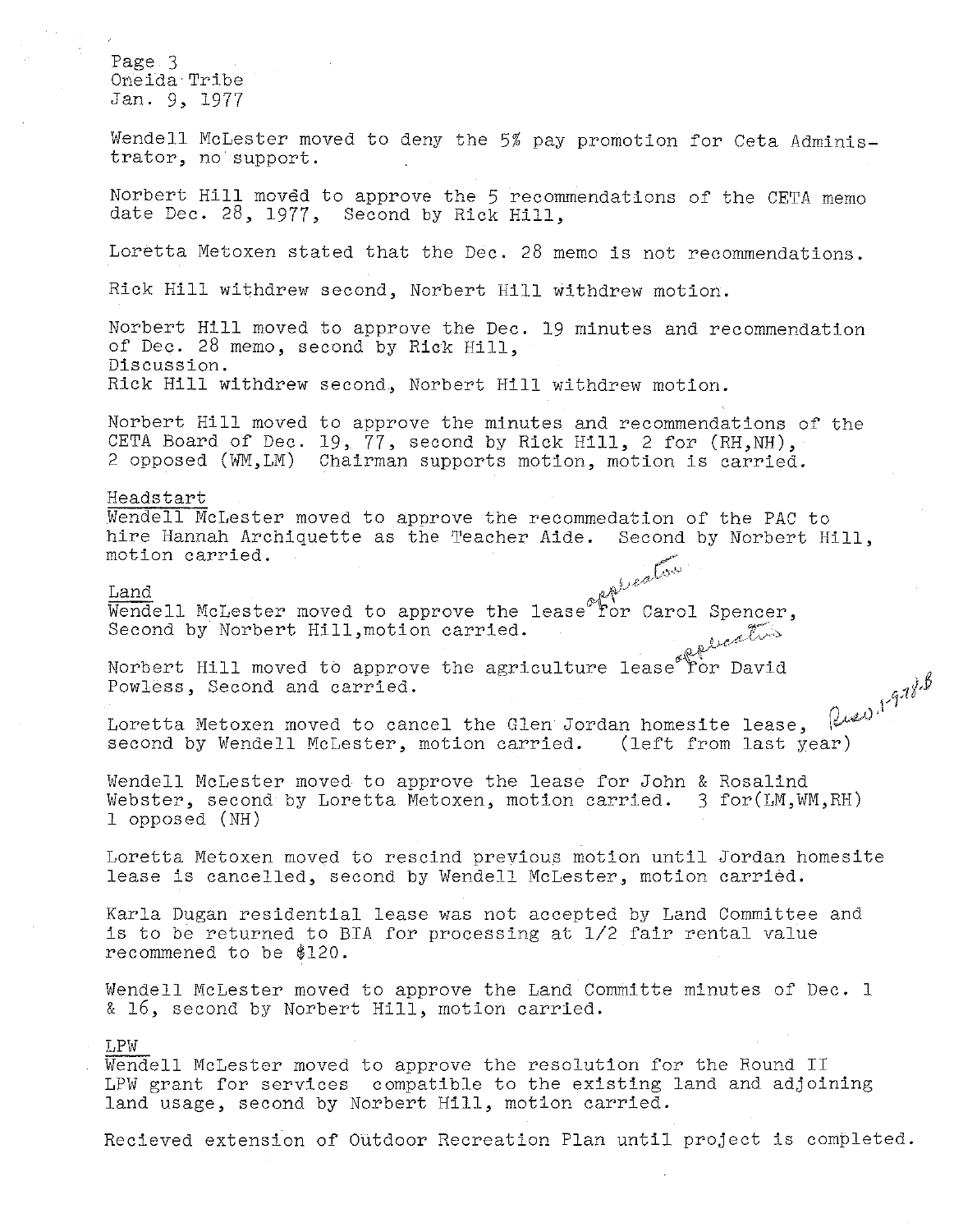Page 3
Oneida Tribe
Jan. 9, 1977

Wendell McLester moved to deny the 5% pay promotion for Ceta Administrator, no support.

Norbert Hill moved to approve the 5 recommendations of the CETA memo date Dec. 28, 1977, Second by Rick Hill,

Loretta Metoxen stated that the Dec. 28 memo is not recommendations.

Rick Hill withdrew second, Norbert Hill withdrew motion.

Norbert Hill moved to approve the Dec. 19 minutes and recommendation of Dec. 28 memo, second by Rick Hill,
Discussion.
Rick Hill withdrew second, Norbert Hill withdrew motion.

Norbert Hill moved to approve the minutes and recommendations of the CETA Board of Dec. 19, 77, second by Rick Hill, 2 for (RH,NH), 2 opposed (WM,LM) Chairman supports motion, motion is carried.

Headstart
Wendell McLester moved to approve the recommedation of the PAC to hire Hannah Archiquette as the Teacher Aide. Second by Norbert Hill, motion carried.

Land
Wendell McLester moved to approve the lease application for Carol Spencer, Second by Norbert Hill, motion carried.

Norbert Hill moved to approve the agriculture lease application for David Powless, Second and carried.

Loretta Metoxen moved to cancel the Glen Jordan homesite lease, second by Wendell McLester, motion carried. (left from last year) Res. 1-9-78-B

Wendell McLester moved to approve the lease for John & Rosalind Webster, second by Loretta Metoxen, motion carried. 3 for(LM,WM,RH) 1 opposed (NH)

Loretta Metoxen moved to rescind previous motion until Jordan homesite lease is cancelled, second by Wendell McLester, motion carried.

Karla Dugan residential lease was not accepted by Land Committee and is to be returned to BIA for processing at 1/2 fair rental value recommened to be $120.

Wendell McLester moved to approve the Land Committe minutes of Dec. 1 & 16, second by Norbert Hill, motion carried.

LPW
Wendell McLester moved to approve the resolution for the Round II LPW grant for services compatible to the existing land and adjoining land usage, second by Norbert Hill, motion carried.

Recieved extension of Outdoor Recreation Plan until project is completed.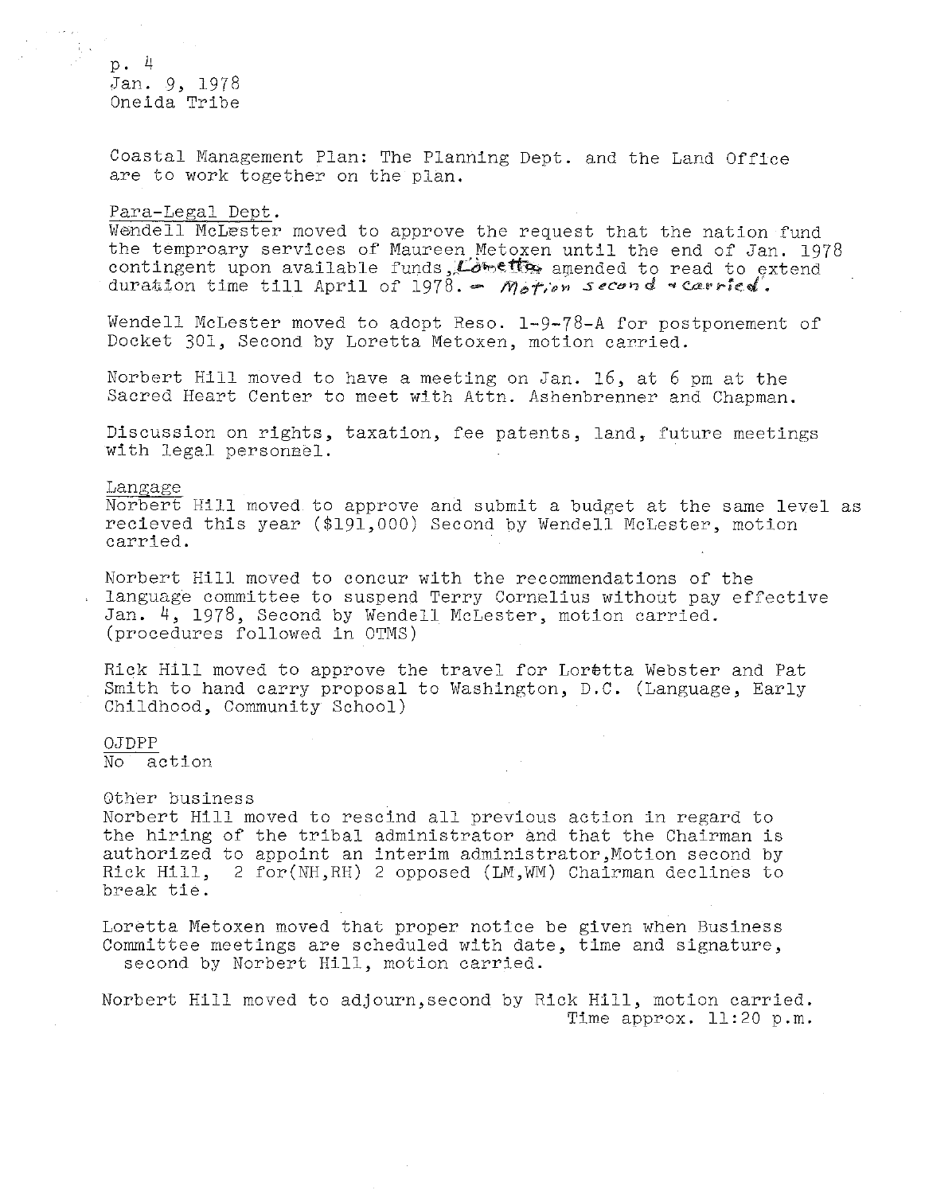p. 4
Jan. 9, 1978
Oneida Tribe

Coastal Management Plan: The Planning Dept. and the Land Office are to work together on the plan.

Para-Legal Dept.
Wendell McLester moved to approve the request that the nation fund the temproary services of Maureen Metoxen until the end of Jan. 1978 contingent upon available funds, Loretta amended to read to extend duration time till April of 1978. – Motion second + carried.

Wendell McLester moved to adopt Reso. 1-9-78-A for postponement of Docket 301, Second by Loretta Metoxen, motion carried.

Norbert Hill moved to have a meeting on Jan. 16, at 6 pm at the Sacred Heart Center to meet with Attn. Ashenbrenner and Chapman.

Discussion on rights, taxation, fee patents, land, future meetings with legal personnel.

Langage
Norbert Hill moved to approve and submit a budget at the same level as recieved this year ($191,000) Second by Wendell McLester, motion carried.

Norbert Hill moved to concur with the recommendations of the language committee to suspend Terry Cornelius without pay effective Jan. 4, 1978, Second by Wendell McLester, motion carried. (procedures followed in OTMS)

Rick Hill moved to approve the travel for Loretta Webster and Pat Smith to hand carry proposal to Washington, D.C. (Language, Early Childhood, Community School)

OJDPP
No action

Other business
Norbert Hill moved to rescind all previous action in regard to the hiring of the tribal administrator and that the Chairman is authorized to appoint an interim administrator, Motion second by Rick Hill, 2 for(NH,RH) 2 opposed (LM,WM) Chairman declines to break tie.

Loretta Metoxen moved that proper notice be given when Business Committee meetings are scheduled with date, time and signature, second by Norbert Hill, motion carried.

Norbert Hill moved to adjourn, second by Rick Hill, motion carried.
Time approx. 11:20 p.m.